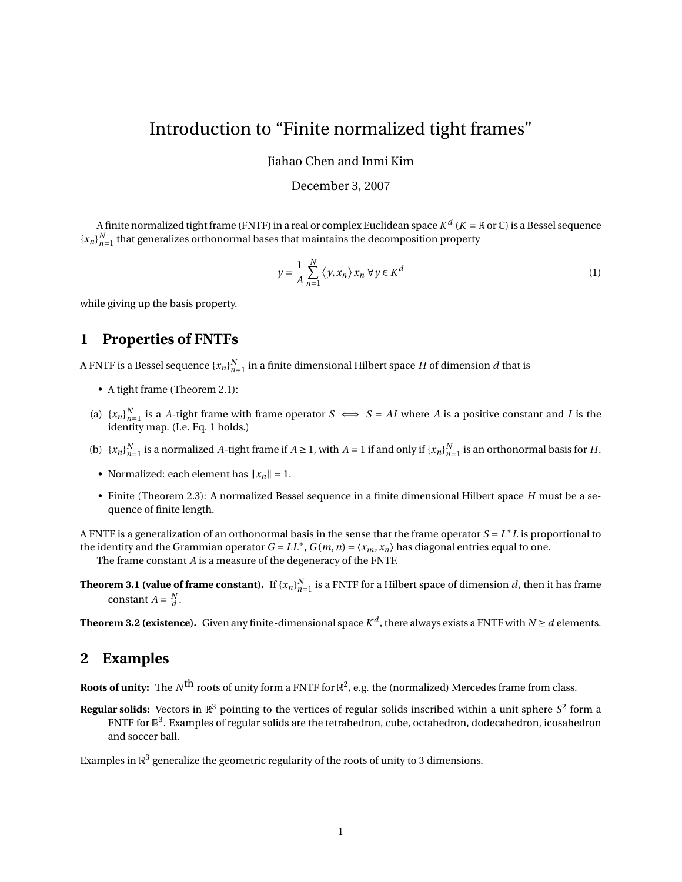# Introduction to "Finite normalized tight frames"

Jiahao Chen and Inmi Kim

December 3, 2007

A finite normalized tight frame (FNTF) in a real or complex Euclidean space $K^d$ ($K = \mathbb{R}$ or $\mathbb{C}$) is a Bessel sequence $\{x_n\}_{n=1}^N$ that generalizes orthonormal bases that maintains the decomposition property

$$y = \frac{1}{A} \sum_{n=1}^{N} \langle y, x_n \rangle x_n \ \forall y \in K^d \tag{1}$$

while giving up the basis property.

## 1 Properties of FNTFs

A FNTF is a Bessel sequence $\{x_n\}_{n=1}^N$ in a finite dimensional Hilbert space $H$ of dimension $d$ that is

- A tight frame (Theorem 2.1):

(a) $\{x_n\}_{n=1}^N$ is a $A$-tight frame with frame operator $S \iff S = AI$ where $A$ is a positive constant and $I$ is the identity map. (I.e. Eq. 1 holds.)

(b) $\{x_n\}_{n=1}^N$ is a normalized $A$-tight frame if $A \geq 1$, with $A = 1$ if and only if $\{x_n\}_{n=1}^N$ is an orthonormal basis for $H$.

- Normalized: each element has $\|x_n\| = 1$.
- Finite (Theorem 2.3): A normalized Bessel sequence in a finite dimensional Hilbert space $H$ must be a sequence of finite length.

A FNTF is a generalization of an orthonormal basis in the sense that the frame operator $S = L^* L$ is proportional to the identity and the Grammian operator $G = LL^*$, $G(m, n) = \langle x_m, x_n \rangle$ has diagonal entries equal to one.

The frame constant $A$ is a measure of the degeneracy of the FNTF.

**Theorem 3.1 (value of frame constant).** If $\{x_n\}_{n=1}^N$ is a FNTF for a Hilbert space of dimension $d$, then it has frame constant $A = \frac{N}{d}$.

**Theorem 3.2 (existence).** Given any finite-dimensional space $K^d$, there always exists a FNTF with $N \geq d$ elements.

## 2 Examples

**Roots of unity:** The $N^{\text{th}}$ roots of unity form a FNTF for $\mathbb{R}^2$, e.g. the (normalized) Mercedes frame from class.

**Regular solids:** Vectors in $\mathbb{R}^3$ pointing to the vertices of regular solids inscribed within a unit sphere $S^2$ form a FNTF for $\mathbb{R}^3$. Examples of regular solids are the tetrahedron, cube, octahedron, dodecahedron, icosahedron and soccer ball.

Examples in $\mathbb{R}^3$ generalize the geometric regularity of the roots of unity to 3 dimensions.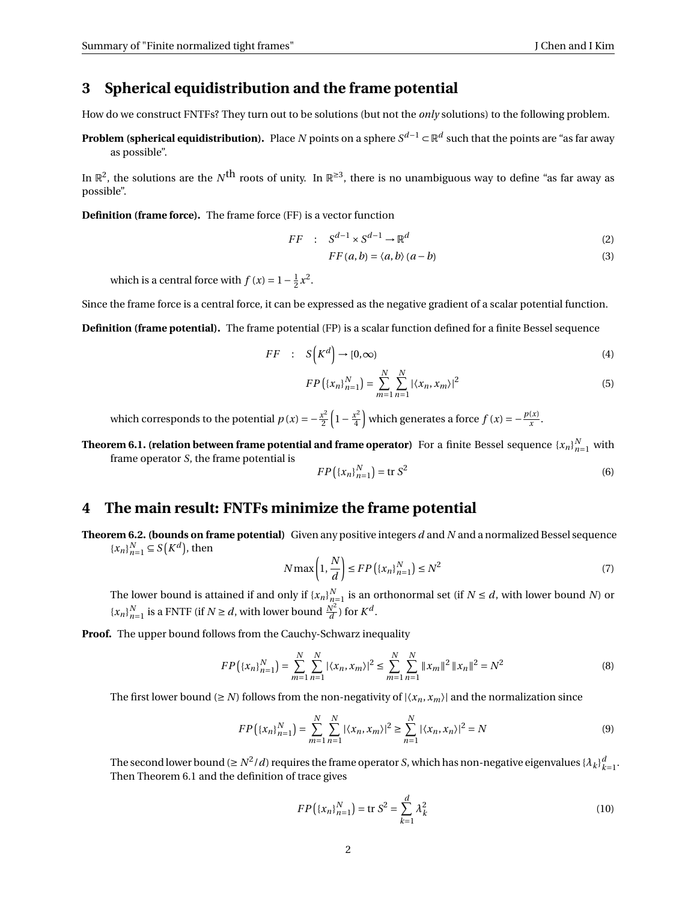## 3 Spherical equidistribution and the frame potential

How do we construct FNTFs? They turn out to be solutions (but not the *only* solutions) to the following problem.

**Problem (spherical equidistribution).** Place $N$ points on a sphere $S^{d-1} \subset \mathbb{R}^d$ such that the points are "as far away as possible".

In $\mathbb{R}^2$, the solutions are the $N^{\text{th}}$ roots of unity. In $\mathbb{R}^{\geq 3}$, there is no unambiguous way to define "as far away as possible".

**Definition (frame force).** The frame force (FF) is a vector function

$$FF \quad : \quad S^{d-1} \times S^{d-1} \to \mathbb{R}^d \tag{2}$$

$$FF(a,b) = \langle a, b \rangle (a - b) \tag{3}$$

which is a central force with $f(x) = 1 - \frac{1}{2}x^2$.

Since the frame force is a central force, it can be expressed as the negative gradient of a scalar potential function.

**Definition (frame potential).** The frame potential (FP) is a scalar function defined for a finite Bessel sequence

$$FF \quad : \quad S\left(K^d\right) \to [0, \infty) \tag{4}$$

$$FP\left(\{x_n\}_{n=1}^N\right) = \sum_{m=1}^N \sum_{n=1}^N |\langle x_n, x_m \rangle|^2 \tag{5}$$

which corresponds to the potential $p(x) = -\frac{x^2}{2}\left(1 - \frac{x^2}{4}\right)$ which generates a force $f(x) = -\frac{p(x)}{x}$.

**Theorem 6.1. (relation between frame potential and frame operator)** For a finite Bessel sequence $\{x_n\}_{n=1}^N$ with frame operator $S$, the frame potential is

$$FP\left(\{x_n\}_{n=1}^N\right) = \operatorname{tr} S^2 \tag{6}$$

## 4 The main result: FNTFs minimize the frame potential

**Theorem 6.2. (bounds on frame potential)** Given any positive integers $d$ and $N$ and a normalized Bessel sequence $\{x_n\}_{n=1}^N \subseteq S\left(K^d\right)$, then

$$N \max\left(1, \frac{N}{d}\right) \leq FP\left(\{x_n\}_{n=1}^N\right) \leq N^2 \tag{7}$$

The lower bound is attained if and only if $\{x_n\}_{n=1}^N$ is an orthonormal set (if $N \leq d$, with lower bound $N$) or $\{x_n\}_{n=1}^N$ is a FNTF (if $N \geq d$, with lower bound $\frac{N^2}{d}$) for $K^d$.

**Proof.** The upper bound follows from the Cauchy-Schwarz inequality

$$FP\left(\{x_n\}_{n=1}^N\right) = \sum_{m=1}^N \sum_{n=1}^N |\langle x_n, x_m \rangle|^2 \leq \sum_{m=1}^N \sum_{n=1}^N \|x_m\|^2 \|x_n\|^2 = N^2 \tag{8}$$

The first lower bound ($\geq N$) follows from the non-negativity of $|\langle x_n, x_m \rangle|$ and the normalization since

$$FP\left(\{x_n\}_{n=1}^N\right) = \sum_{m=1}^N \sum_{n=1}^N |\langle x_n, x_m \rangle|^2 \geq \sum_{n=1}^N |\langle x_n, x_n \rangle|^2 = N \tag{9}$$

The second lower bound ($\geq N^2/d$) requires the frame operator $S$, which has non-negative eigenvalues $\{\lambda_k\}_{k=1}^d$. Then Theorem 6.1 and the definition of trace gives

$$FP\left(\{x_n\}_{n=1}^N\right) = \operatorname{tr} S^2 = \sum_{k=1}^d \lambda_k^2 \tag{10}$$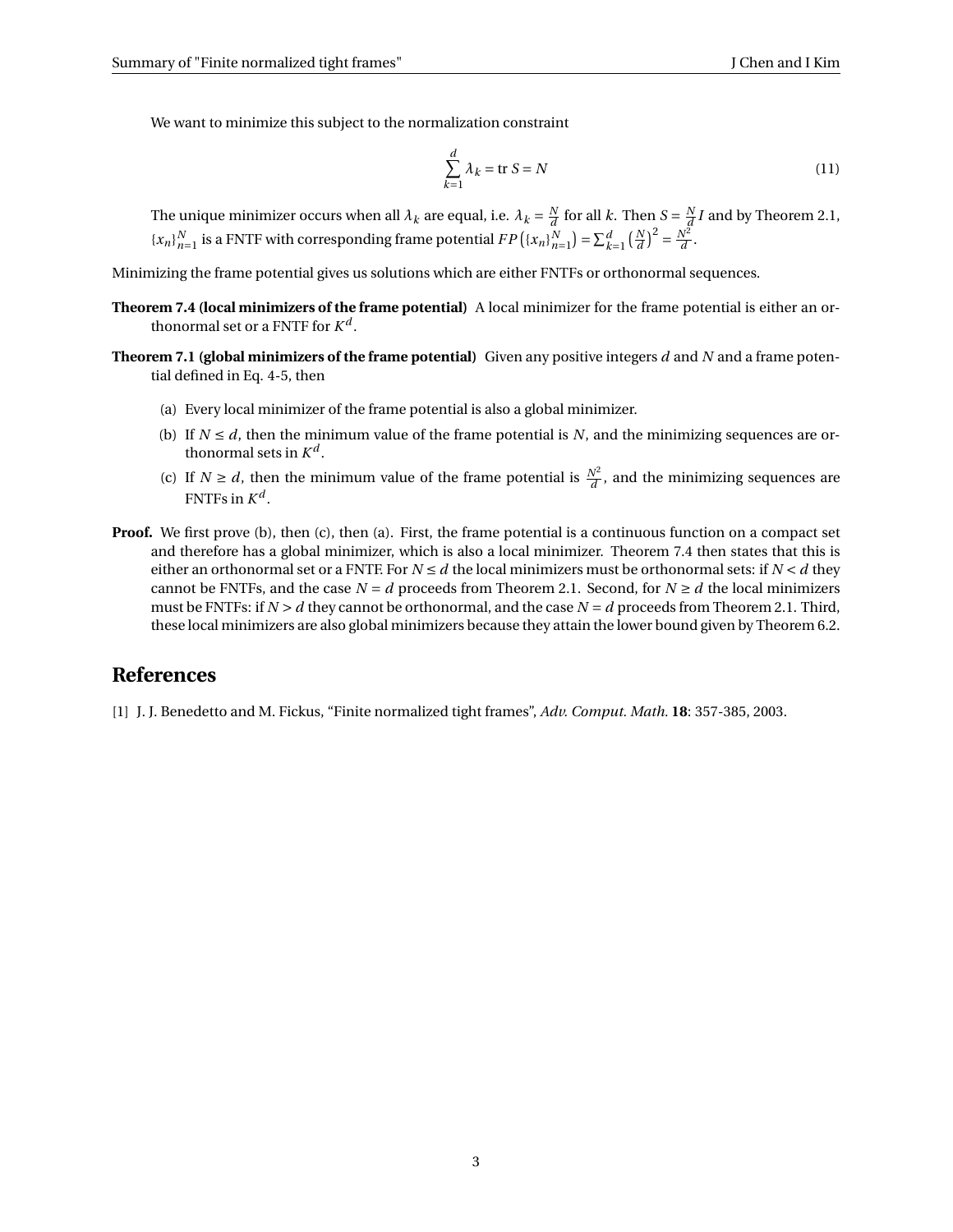We want to minimize this subject to the normalization constraint

$$\sum_{k=1}^{d} \lambda_k = \operatorname{tr} S = N \tag{11}$$

The unique minimizer occurs when all $\lambda_k$ are equal, i.e. $\lambda_k = \frac{N}{d}$ for all $k$. Then $S = \frac{N}{d} I$ and by Theorem 2.1, $\{x_n\}_{n=1}^{N}$ is a FNTF with corresponding frame potential $FP\left(\{x_n\}_{n=1}^{N}\right) = \sum_{k=1}^{d} \left(\frac{N}{d}\right)^2 = \frac{N^2}{d}$.

Minimizing the frame potential gives us solutions which are either FNTFs or orthonormal sequences.

**Theorem 7.4 (local minimizers of the frame potential)** A local minimizer for the frame potential is either an orthonormal set or a FNTF for $K^d$.

**Theorem 7.1 (global minimizers of the frame potential)** Given any positive integers $d$ and $N$ and a frame potential defined in Eq. 4-5, then

(a) Every local minimizer of the frame potential is also a global minimizer.

(b) If $N \leq d$, then the minimum value of the frame potential is $N$, and the minimizing sequences are orthonormal sets in $K^d$.

(c) If $N \geq d$, then the minimum value of the frame potential is $\frac{N^2}{d}$, and the minimizing sequences are FNTFs in $K^d$.

**Proof.** We first prove (b), then (c), then (a). First, the frame potential is a continuous function on a compact set and therefore has a global minimizer, which is also a local minimizer. Theorem 7.4 then states that this is either an orthonormal set or a FNTF. For $N \leq d$ the local minimizers must be orthonormal sets: if $N < d$ they cannot be FNTFs, and the case $N = d$ proceeds from Theorem 2.1. Second, for $N \geq d$ the local minimizers must be FNTFs: if $N > d$ they cannot be orthonormal, and the case $N = d$ proceeds from Theorem 2.1. Third, these local minimizers are also global minimizers because they attain the lower bound given by Theorem 6.2.

## References

[1] J. J. Benedetto and M. Fickus, "Finite normalized tight frames", *Adv. Comput. Math.* **18**: 357-385, 2003.